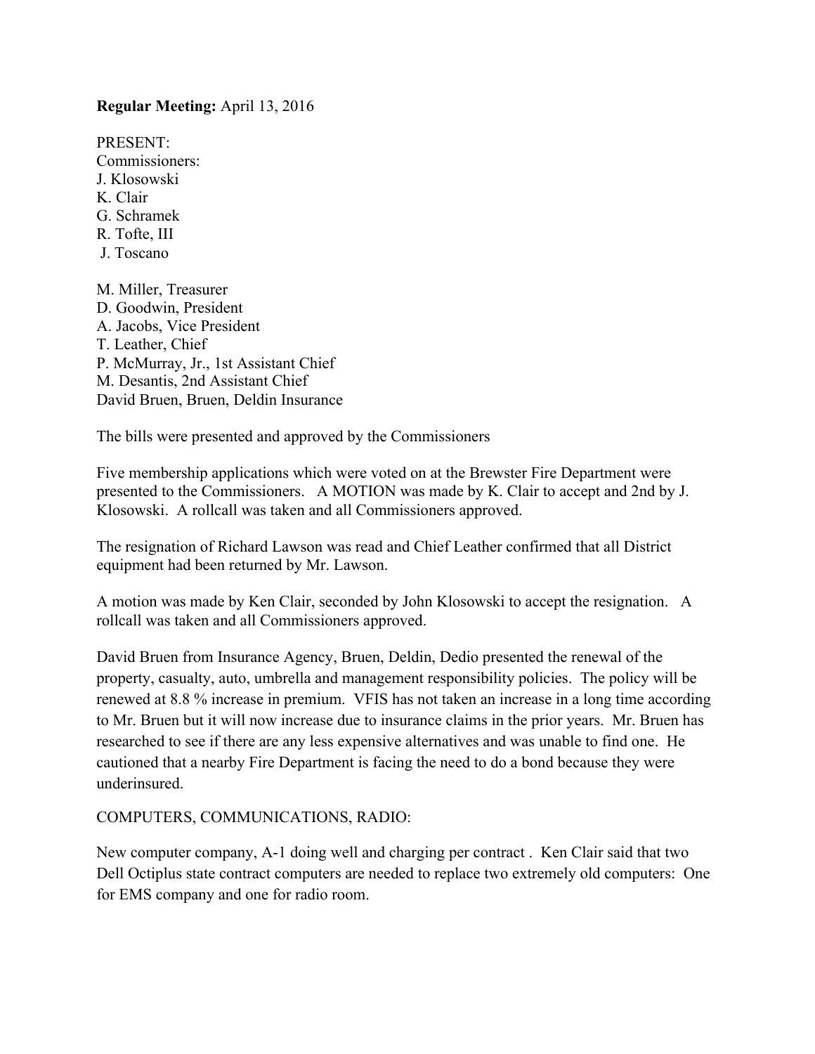**Regular Meeting:** April 13, 2016

PRESENT:
Commissioners:
J. Klosowski
K. Clair
G. Schramek
R. Tofte, III
J. Toscano

M. Miller, Treasurer
D. Goodwin, President
A. Jacobs, Vice President
T. Leather, Chief
P. McMurray, Jr., 1st Assistant Chief
M. Desantis, 2nd Assistant Chief
David Bruen, Bruen, Deldin Insurance

The bills were presented and approved by the Commissioners

Five membership applications which were voted on at the Brewster Fire Department were presented to the Commissioners. A MOTION was made by K. Clair to accept and 2nd by J. Klosowski. A rollcall was taken and all Commissioners approved.

The resignation of Richard Lawson was read and Chief Leather confirmed that all District equipment had been returned by Mr. Lawson.

A motion was made by Ken Clair, seconded by John Klosowski to accept the resignation. A rollcall was taken and all Commissioners approved.

David Bruen from Insurance Agency, Bruen, Deldin, Dedio presented the renewal of the property, casualty, auto, umbrella and management responsibility policies. The policy will be renewed at 8.8 % increase in premium. VFIS has not taken an increase in a long time according to Mr. Bruen but it will now increase due to insurance claims in the prior years. Mr. Bruen has researched to see if there are any less expensive alternatives and was unable to find one. He cautioned that a nearby Fire Department is facing the need to do a bond because they were underinsured.

COMPUTERS, COMMUNICATIONS, RADIO:

New computer company, A-1 doing well and charging per contract . Ken Clair said that two Dell Octiplus state contract computers are needed to replace two extremely old computers: One for EMS company and one for radio room.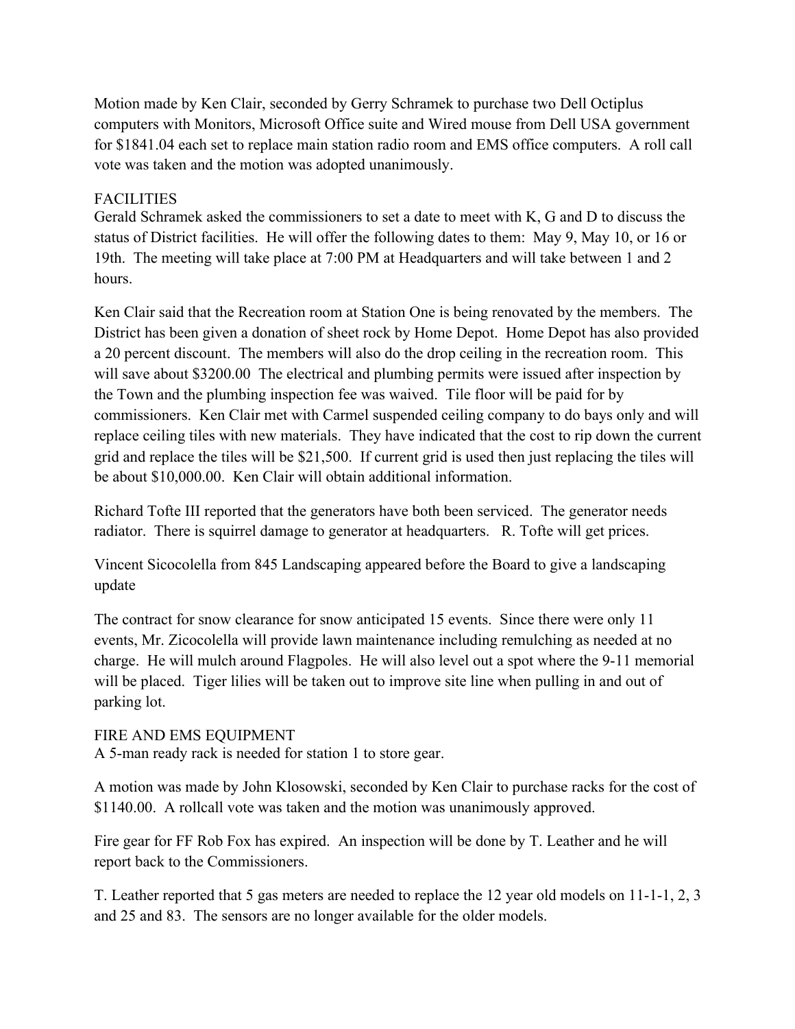Motion made by Ken Clair, seconded by Gerry Schramek to purchase two Dell Octiplus computers with Monitors, Microsoft Office suite and Wired mouse from Dell USA government for $1841.04 each set to replace main station radio room and EMS office computers. A roll call vote was taken and the motion was adopted unanimously.

FACILITIES

Gerald Schramek asked the commissioners to set a date to meet with K, G and D to discuss the status of District facilities. He will offer the following dates to them: May 9, May 10, or 16 or 19th. The meeting will take place at 7:00 PM at Headquarters and will take between 1 and 2 hours.

Ken Clair said that the Recreation room at Station One is being renovated by the members. The District has been given a donation of sheet rock by Home Depot. Home Depot has also provided a 20 percent discount. The members will also do the drop ceiling in the recreation room. This will save about $3200.00 The electrical and plumbing permits were issued after inspection by the Town and the plumbing inspection fee was waived. Tile floor will be paid for by commissioners. Ken Clair met with Carmel suspended ceiling company to do bays only and will replace ceiling tiles with new materials. They have indicated that the cost to rip down the current grid and replace the tiles will be $21,500. If current grid is used then just replacing the tiles will be about $10,000.00. Ken Clair will obtain additional information.

Richard Tofte III reported that the generators have both been serviced. The generator needs radiator. There is squirrel damage to generator at headquarters. R. Tofte will get prices.

Vincent Sicocolella from 845 Landscaping appeared before the Board to give a landscaping update

The contract for snow clearance for snow anticipated 15 events. Since there were only 11 events, Mr. Zicocolella will provide lawn maintenance including remulching as needed at no charge. He will mulch around Flagpoles. He will also level out a spot where the 9-11 memorial will be placed. Tiger lilies will be taken out to improve site line when pulling in and out of parking lot.

FIRE AND EMS EQUIPMENT

A 5-man ready rack is needed for station 1 to store gear.

A motion was made by John Klosowski, seconded by Ken Clair to purchase racks for the cost of $1140.00. A rollcall vote was taken and the motion was unanimously approved.

Fire gear for FF Rob Fox has expired. An inspection will be done by T. Leather and he will report back to the Commissioners.

T. Leather reported that 5 gas meters are needed to replace the 12 year old models on 11-1-1, 2, 3 and 25 and 83. The sensors are no longer available for the older models.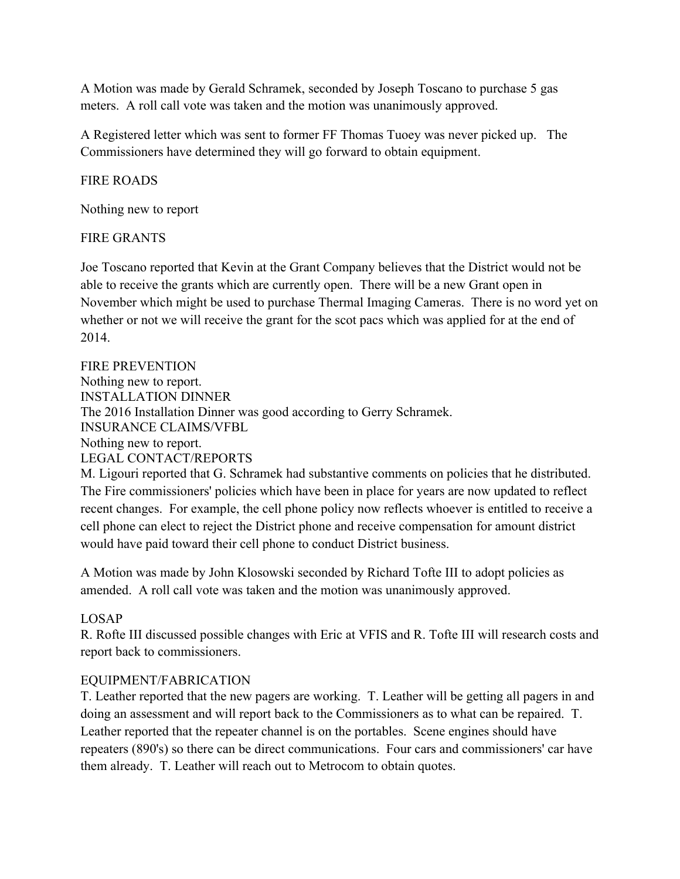A Motion was made by Gerald Schramek, seconded by Joseph Toscano to purchase 5 gas meters.  A roll call vote was taken and the motion was unanimously approved.

A Registered letter which was sent to former FF Thomas Tuoey was never picked up.   The Commissioners have determined they will go forward to obtain equipment.

FIRE ROADS

Nothing new to report

FIRE GRANTS

Joe Toscano reported that Kevin at the Grant Company believes that the District would not be able to receive the grants which are currently open.  There will be a new Grant open in November which might be used to purchase Thermal Imaging Cameras.  There is no word yet on whether or not we will receive the grant for the scot pacs which was applied for at the end of 2014.

FIRE PREVENTION
Nothing new to report.
INSTALLATION DINNER
The 2016 Installation Dinner was good according to Gerry Schramek.
INSURANCE CLAIMS/VFBL
Nothing new to report.
LEGAL CONTACT/REPORTS
M. Ligouri reported that G. Schramek had substantive comments on policies that he distributed. The Fire commissioners' policies which have been in place for years are now updated to reflect recent changes.  For example, the cell phone policy now reflects whoever is entitled to receive a cell phone can elect to reject the District phone and receive compensation for amount district would have paid toward their cell phone to conduct District business.

A Motion was made by John Klosowski seconded by Richard Tofte III to adopt policies as amended.  A roll call vote was taken and the motion was unanimously approved.

LOSAP
R. Rofte III discussed possible changes with Eric at VFIS and R. Tofte III will research costs and report back to commissioners.

EQUIPMENT/FABRICATION
T. Leather reported that the new pagers are working.  T. Leather will be getting all pagers in and doing an assessment and will report back to the Commissioners as to what can be repaired.  T. Leather reported that the repeater channel is on the portables.  Scene engines should have repeaters (890's) so there can be direct communications.  Four cars and commissioners' car have them already.  T. Leather will reach out to Metrocom to obtain quotes.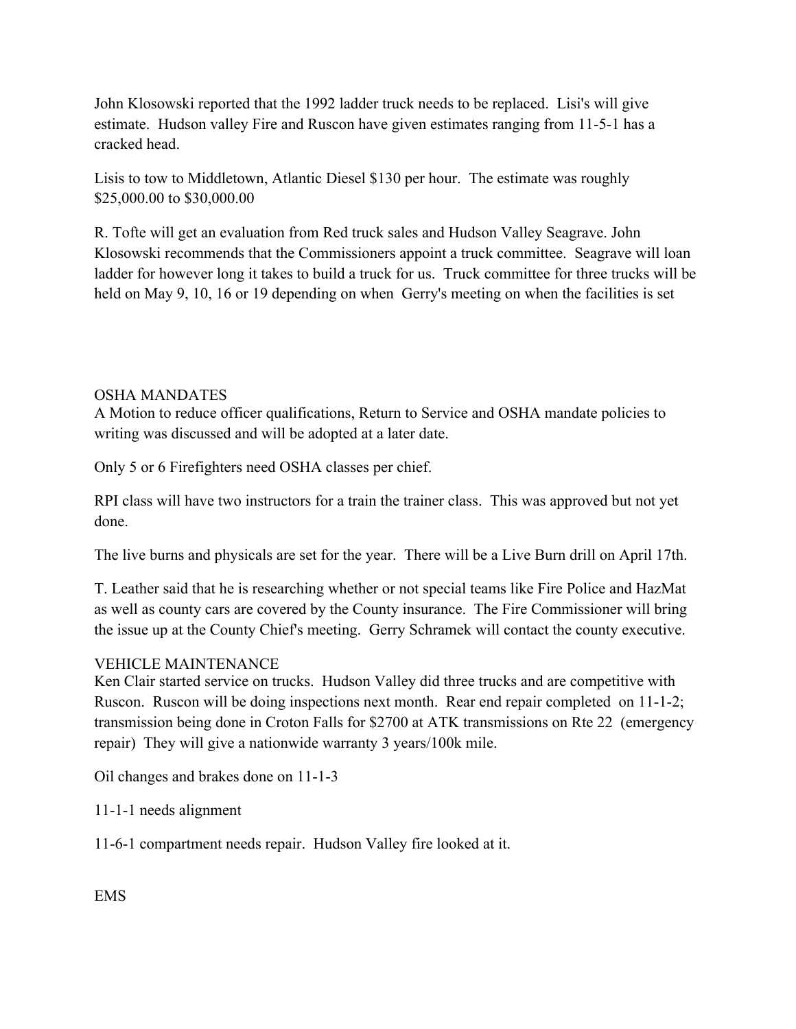John Klosowski reported that the 1992 ladder truck needs to be replaced. Lisi's will give estimate. Hudson valley Fire and Ruscon have given estimates ranging from 11-5-1 has a cracked head.

Lisis to tow to Middletown, Atlantic Diesel $130 per hour. The estimate was roughly $25,000.00 to $30,000.00

R. Tofte will get an evaluation from Red truck sales and Hudson Valley Seagrave. John Klosowski recommends that the Commissioners appoint a truck committee. Seagrave will loan ladder for however long it takes to build a truck for us. Truck committee for three trucks will be held on May 9, 10, 16 or 19 depending on when Gerry's meeting on when the facilities is set

OSHA MANDATES

A Motion to reduce officer qualifications, Return to Service and OSHA mandate policies to writing was discussed and will be adopted at a later date.

Only 5 or 6 Firefighters need OSHA classes per chief.

RPI class will have two instructors for a train the trainer class. This was approved but not yet done.

The live burns and physicals are set for the year. There will be a Live Burn drill on April 17th.

T. Leather said that he is researching whether or not special teams like Fire Police and HazMat as well as county cars are covered by the County insurance. The Fire Commissioner will bring the issue up at the County Chief's meeting. Gerry Schramek will contact the county executive.

VEHICLE MAINTENANCE

Ken Clair started service on trucks. Hudson Valley did three trucks and are competitive with Ruscon. Ruscon will be doing inspections next month. Rear end repair completed on 11-1-2; transmission being done in Croton Falls for $2700 at ATK transmissions on Rte 22 (emergency repair) They will give a nationwide warranty 3 years/100k mile.

Oil changes and brakes done on 11-1-3

11-1-1 needs alignment

11-6-1 compartment needs repair. Hudson Valley fire looked at it.

EMS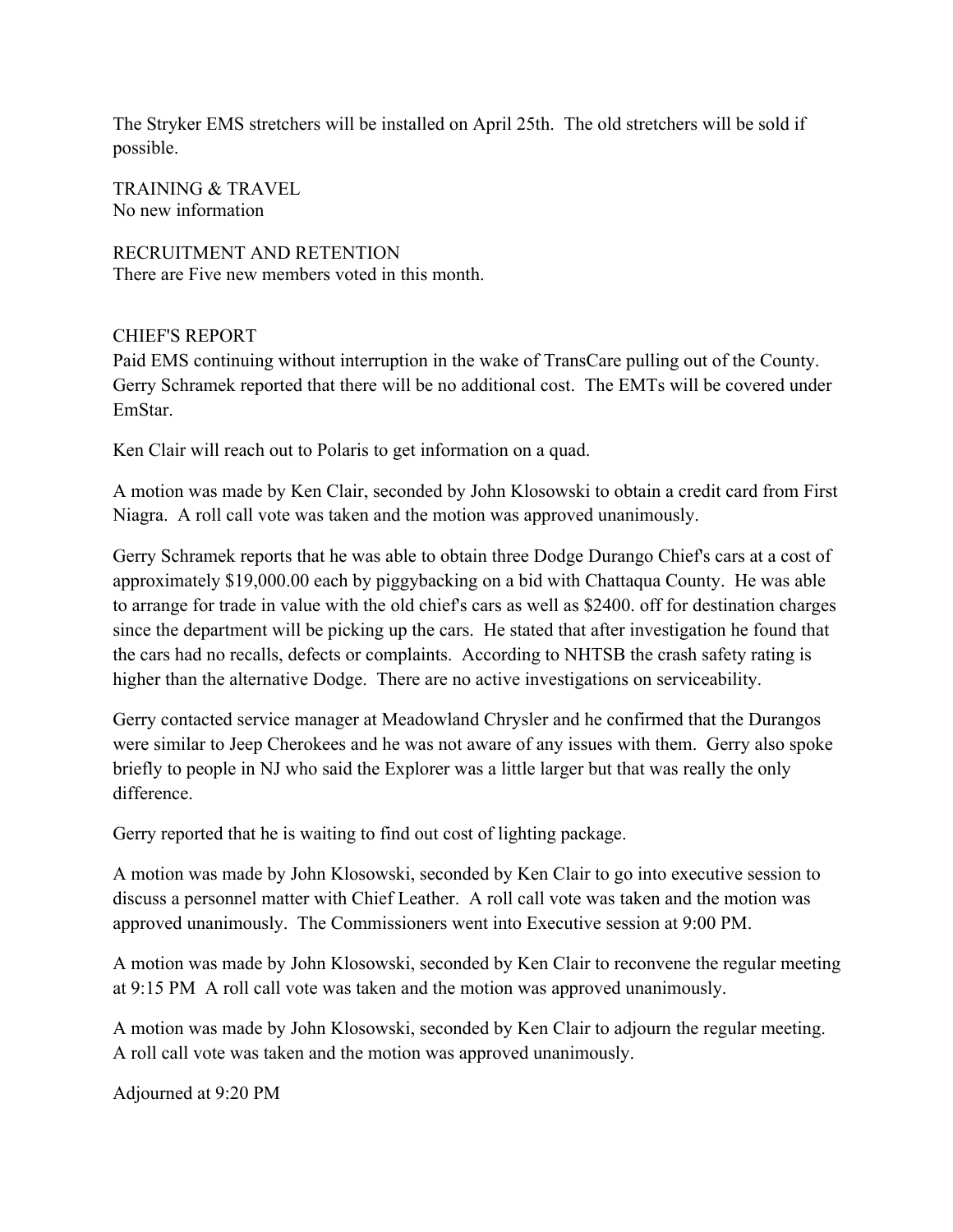The Stryker EMS stretchers will be installed on April 25th. The old stretchers will be sold if possible.

TRAINING & TRAVEL
No new information

RECRUITMENT AND RETENTION
There are Five new members voted in this month.

CHIEF'S REPORT
Paid EMS continuing without interruption in the wake of TransCare pulling out of the County. Gerry Schramek reported that there will be no additional cost. The EMTs will be covered under EmStar.

Ken Clair will reach out to Polaris to get information on a quad.

A motion was made by Ken Clair, seconded by John Klosowski to obtain a credit card from First Niagra. A roll call vote was taken and the motion was approved unanimously.

Gerry Schramek reports that he was able to obtain three Dodge Durango Chief's cars at a cost of approximately $19,000.00 each by piggybacking on a bid with Chattaqua County. He was able to arrange for trade in value with the old chief's cars as well as $2400. off for destination charges since the department will be picking up the cars. He stated that after investigation he found that the cars had no recalls, defects or complaints. According to NHTSB the crash safety rating is higher than the alternative Dodge. There are no active investigations on serviceability.

Gerry contacted service manager at Meadowland Chrysler and he confirmed that the Durangos were similar to Jeep Cherokees and he was not aware of any issues with them. Gerry also spoke briefly to people in NJ who said the Explorer was a little larger but that was really the only difference.

Gerry reported that he is waiting to find out cost of lighting package.

A motion was made by John Klosowski, seconded by Ken Clair to go into executive session to discuss a personnel matter with Chief Leather. A roll call vote was taken and the motion was approved unanimously. The Commissioners went into Executive session at 9:00 PM.

A motion was made by John Klosowski, seconded by Ken Clair to reconvene the regular meeting at 9:15 PM A roll call vote was taken and the motion was approved unanimously.

A motion was made by John Klosowski, seconded by Ken Clair to adjourn the regular meeting. A roll call vote was taken and the motion was approved unanimously.

Adjourned at 9:20 PM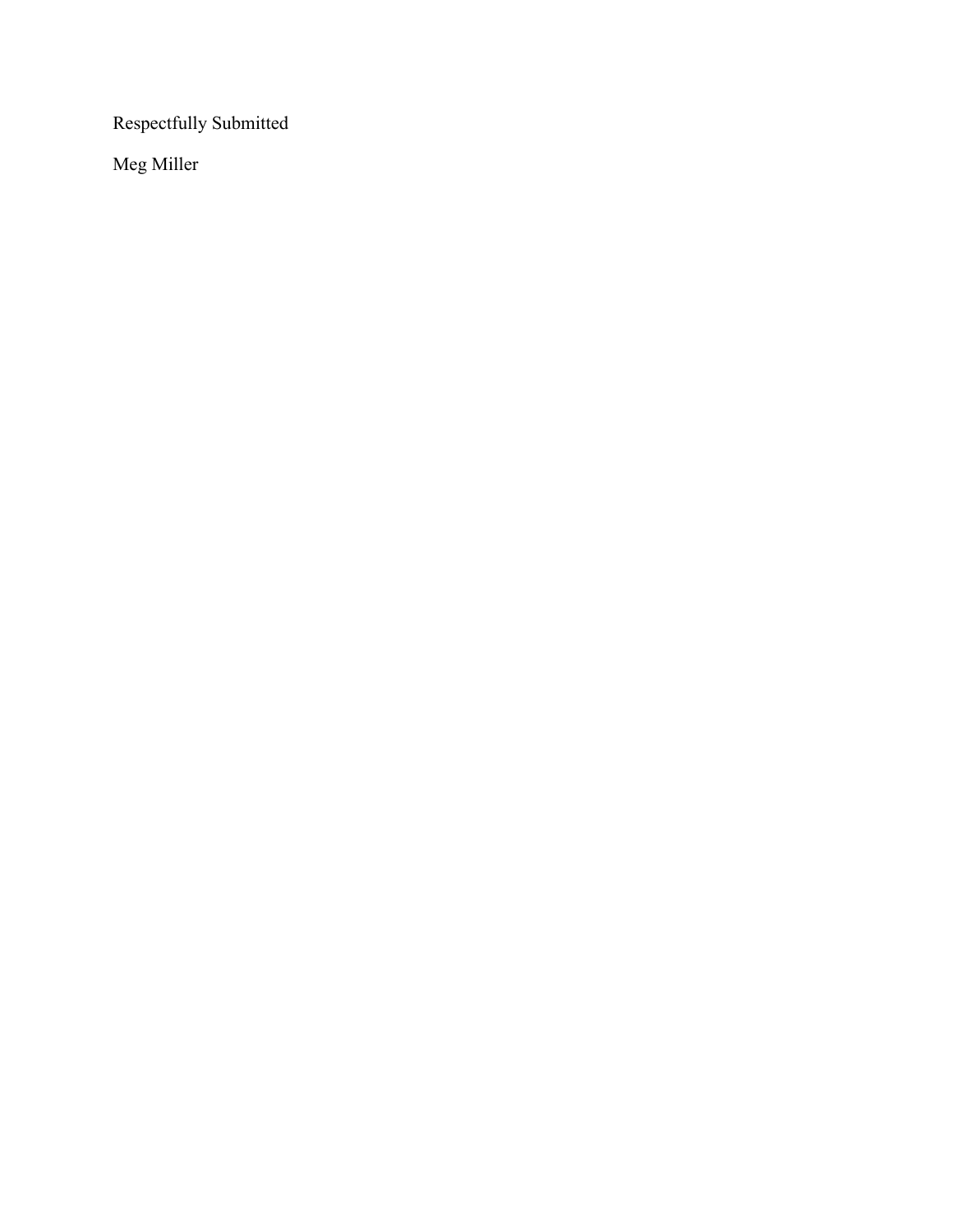Respectfully Submitted

Meg Miller